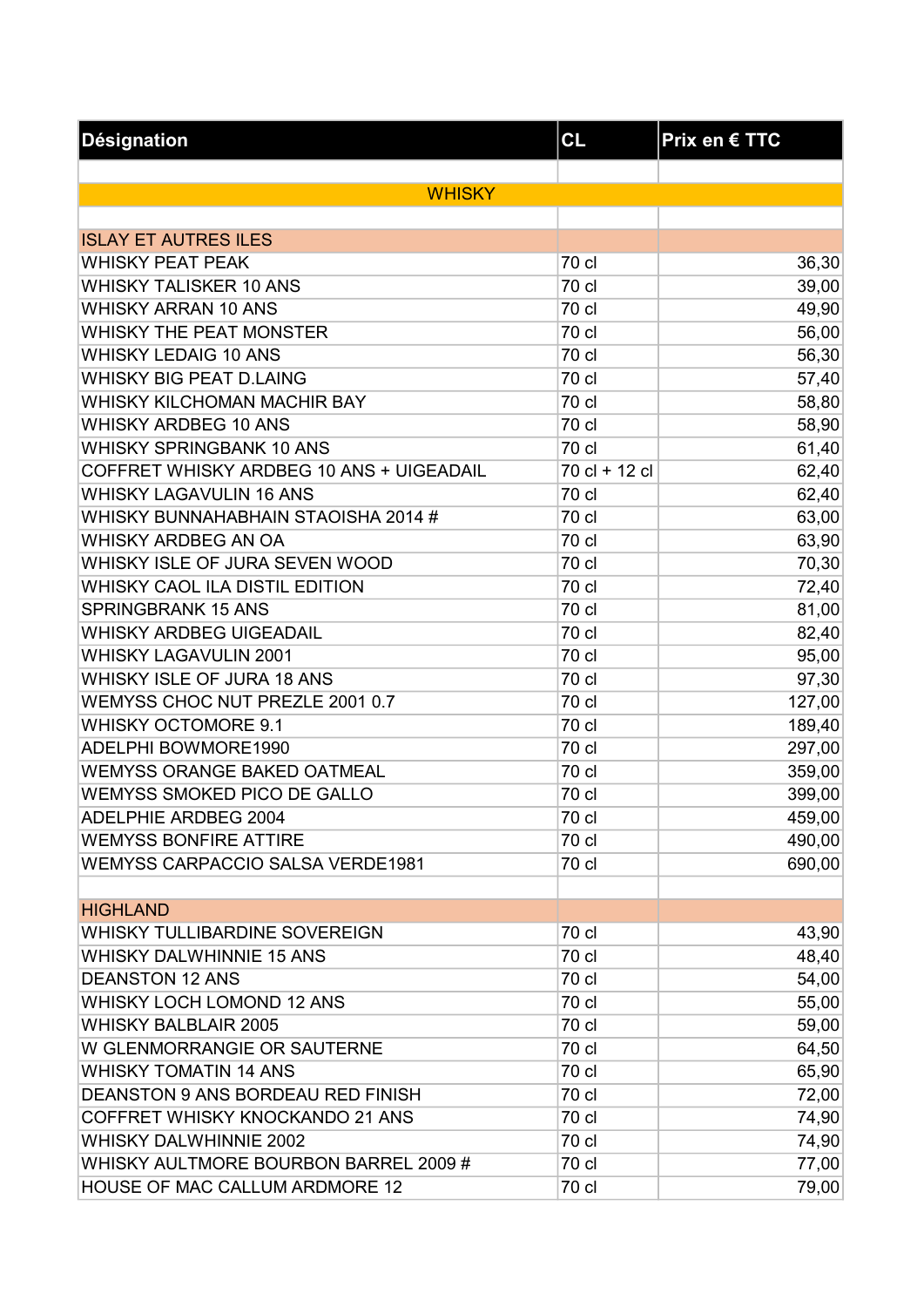| Désignation | CL | Prix en € TTC |
|---|---|---|
| | | |
| WHISKY | | |
| | | |
| ISLAY ET AUTRES ILES | | |
| WHISKY PEAT PEAK | 70 cl | 36,30 |
| WHISKY TALISKER 10 ANS | 70 cl | 39,00 |
| WHISKY ARRAN 10 ANS | 70 cl | 49,90 |
| WHISKY THE PEAT MONSTER | 70 cl | 56,00 |
| WHISKY LEDAIG 10 ANS | 70 cl | 56,30 |
| WHISKY BIG PEAT D.LAING | 70 cl | 57,40 |
| WHISKY KILCHOMAN MACHIR BAY | 70 cl | 58,80 |
| WHISKY ARDBEG 10 ANS | 70 cl | 58,90 |
| WHISKY SPRINGBANK 10 ANS | 70 cl | 61,40 |
| COFFRET WHISKY ARDBEG 10 ANS + UIGEADAIL | 70 cl + 12 cl | 62,40 |
| WHISKY LAGAVULIN 16 ANS | 70 cl | 62,40 |
| WHISKY BUNNAHABHAIN STAOISHA 2014 # | 70 cl | 63,00 |
| WHISKY ARDBEG AN OA | 70 cl | 63,90 |
| WHISKY ISLE OF JURA SEVEN WOOD | 70 cl | 70,30 |
| WHISKY CAOL ILA DISTIL EDITION | 70 cl | 72,40 |
| SPRINGBRANK 15 ANS | 70 cl | 81,00 |
| WHISKY ARDBEG UIGEADAIL | 70 cl | 82,40 |
| WHISKY LAGAVULIN 2001 | 70 cl | 95,00 |
| WHISKY ISLE OF JURA 18 ANS | 70 cl | 97,30 |
| WEMYSS CHOC NUT PREZLE 2001 0.7 | 70 cl | 127,00 |
| WHISKY OCTOMORE 9.1 | 70 cl | 189,40 |
| ADELPHI BOWMORE1990 | 70 cl | 297,00 |
| WEMYSS ORANGE BAKED OATMEAL | 70 cl | 359,00 |
| WEMYSS SMOKED PICO DE GALLO | 70 cl | 399,00 |
| ADELPHIE ARDBEG 2004 | 70 cl | 459,00 |
| WEMYSS BONFIRE ATTIRE | 70 cl | 490,00 |
| WEMYSS CARPACCIO SALSA VERDE1981 | 70 cl | 690,00 |
| | | |
| HIGHLAND | | |
| WHISKY TULLIBARDINE SOVEREIGN | 70 cl | 43,90 |
| WHISKY DALWHINNIE 15 ANS | 70 cl | 48,40 |
| DEANSTON 12 ANS | 70 cl | 54,00 |
| WHISKY LOCH LOMOND 12 ANS | 70 cl | 55,00 |
| WHISKY BALBLAIR 2005 | 70 cl | 59,00 |
| W GLENMORRANGIE OR SAUTERNE | 70 cl | 64,50 |
| WHISKY TOMATIN 14 ANS | 70 cl | 65,90 |
| DEANSTON 9 ANS BORDEAU RED FINISH | 70 cl | 72,00 |
| COFFRET WHISKY KNOCKANDO 21 ANS | 70 cl | 74,90 |
| WHISKY DALWHINNIE 2002 | 70 cl | 74,90 |
| WHISKY AULTMORE BOURBON BARREL 2009 # | 70 cl | 77,00 |
| HOUSE OF MAC CALLUM ARDMORE 12 | 70 cl | 79,00 |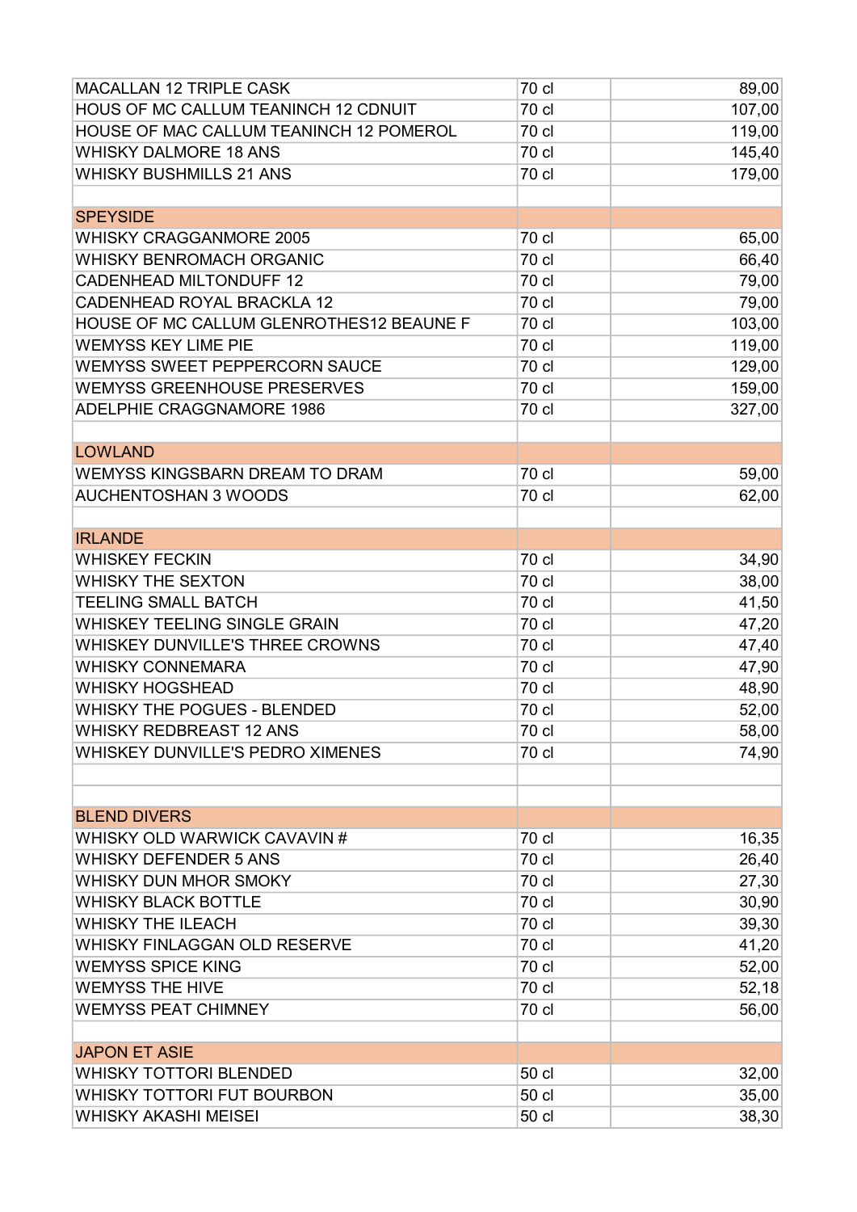| | | |
|---|---|---|
| MACALLAN 12 TRIPLE CASK | 70 cl | 89,00 |
| HOUS OF MC CALLUM TEANINCH 12 CDNUIT | 70 cl | 107,00 |
| HOUSE OF MAC CALLUM TEANINCH 12 POMEROL | 70 cl | 119,00 |
| WHISKY DALMORE 18 ANS | 70 cl | 145,40 |
| WHISKY BUSHMILLS 21 ANS | 70 cl | 179,00 |
| | | |
| SPEYSIDE | | |
| WHISKY CRAGGANMORE 2005 | 70 cl | 65,00 |
| WHISKY BENROMACH ORGANIC | 70 cl | 66,40 |
| CADENHEAD MILTONDUFF 12 | 70 cl | 79,00 |
| CADENHEAD ROYAL BRACKLA 12 | 70 cl | 79,00 |
| HOUSE OF MC CALLUM GLENROTHES12 BEAUNE F | 70 cl | 103,00 |
| WEMYSS KEY LIME PIE | 70 cl | 119,00 |
| WEMYSS SWEET PEPPERCORN SAUCE | 70 cl | 129,00 |
| WEMYSS GREENHOUSE PRESERVES | 70 cl | 159,00 |
| ADELPHIE CRAGGNAMORE 1986 | 70 cl | 327,00 |
| | | |
| LOWLAND | | |
| WEMYSS KINGSBARN DREAM TO DRAM | 70 cl | 59,00 |
| AUCHENTOSHAN 3 WOODS | 70 cl | 62,00 |
| | | |
| IRLANDE | | |
| WHISKEY FECKIN | 70 cl | 34,90 |
| WHISKY THE SEXTON | 70 cl | 38,00 |
| TEELING SMALL BATCH | 70 cl | 41,50 |
| WHISKEY TEELING SINGLE GRAIN | 70 cl | 47,20 |
| WHISKEY DUNVILLE'S THREE CROWNS | 70 cl | 47,40 |
| WHISKY CONNEMARA | 70 cl | 47,90 |
| WHISKY HOGSHEAD | 70 cl | 48,90 |
| WHISKY THE POGUES - BLENDED | 70 cl | 52,00 |
| WHISKY REDBREAST 12 ANS | 70 cl | 58,00 |
| WHISKEY DUNVILLE'S PEDRO XIMENES | 70 cl | 74,90 |
| | | |
| | | |
| BLEND DIVERS | | |
| WHISKY OLD WARWICK CAVAVIN # | 70 cl | 16,35 |
| WHISKY DEFENDER 5 ANS | 70 cl | 26,40 |
| WHISKY DUN MHOR SMOKY | 70 cl | 27,30 |
| WHISKY BLACK BOTTLE | 70 cl | 30,90 |
| WHISKY THE ILEACH | 70 cl | 39,30 |
| WHISKY FINLAGGAN OLD RESERVE | 70 cl | 41,20 |
| WEMYSS SPICE KING | 70 cl | 52,00 |
| WEMYSS THE HIVE | 70 cl | 52,18 |
| WEMYSS PEAT CHIMNEY | 70 cl | 56,00 |
| | | |
| JAPON ET ASIE | | |
| WHISKY TOTTORI BLENDED | 50 cl | 32,00 |
| WHISKY TOTTORI FUT BOURBON | 50 cl | 35,00 |
| WHISKY AKASHI MEISEI | 50 cl | 38,30 |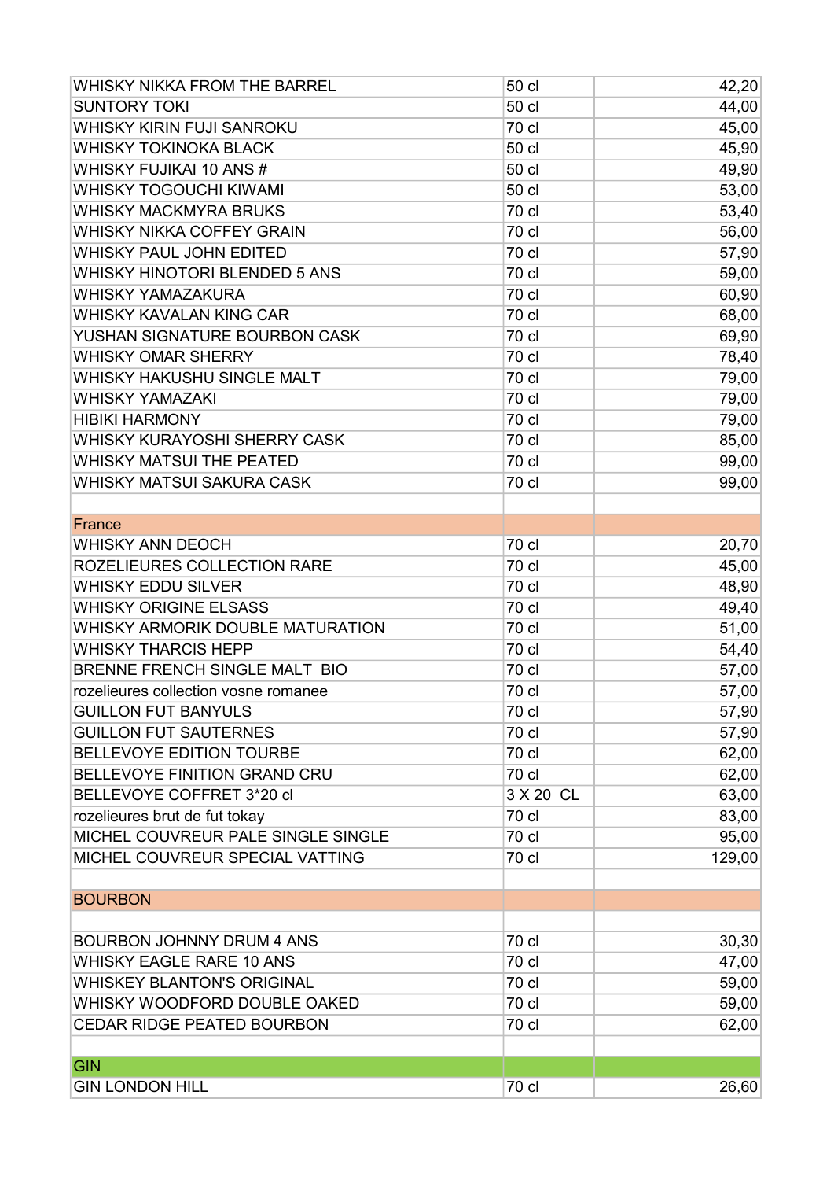| | | |
|---|---|---|
| WHISKY NIKKA FROM THE BARREL | 50 cl | 42,20 |
| SUNTORY TOKI | 50 cl | 44,00 |
| WHISKY KIRIN FUJI SANROKU | 70 cl | 45,00 |
| WHISKY TOKINOKA BLACK | 50 cl | 45,90 |
| WHISKY FUJIKAI 10 ANS # | 50 cl | 49,90 |
| WHISKY TOGOUCHI KIWAMI | 50 cl | 53,00 |
| WHISKY MACKMYRA BRUKS | 70 cl | 53,40 |
| WHISKY NIKKA COFFEY GRAIN | 70 cl | 56,00 |
| WHISKY PAUL JOHN EDITED | 70 cl | 57,90 |
| WHISKY HINOTORI BLENDED 5 ANS | 70 cl | 59,00 |
| WHISKY YAMAZAKURA | 70 cl | 60,90 |
| WHISKY KAVALAN KING CAR | 70 cl | 68,00 |
| YUSHAN SIGNATURE BOURBON CASK | 70 cl | 69,90 |
| WHISKY OMAR SHERRY | 70 cl | 78,40 |
| WHISKY HAKUSHU SINGLE MALT | 70 cl | 79,00 |
| WHISKY YAMAZAKI | 70 cl | 79,00 |
| HIBIKI HARMONY | 70 cl | 79,00 |
| WHISKY KURAYOSHI SHERRY CASK | 70 cl | 85,00 |
| WHISKY MATSUI THE PEATED | 70 cl | 99,00 |
| WHISKY MATSUI SAKURA CASK | 70 cl | 99,00 |
| | | |
| France | | |
| WHISKY ANN DEOCH | 70 cl | 20,70 |
| ROZELIEURES COLLECTION RARE | 70 cl | 45,00 |
| WHISKY EDDU SILVER | 70 cl | 48,90 |
| WHISKY ORIGINE ELSASS | 70 cl | 49,40 |
| WHISKY ARMORIK DOUBLE MATURATION | 70 cl | 51,00 |
| WHISKY THARCIS HEPP | 70 cl | 54,40 |
| BRENNE FRENCH SINGLE MALT BIO | 70 cl | 57,00 |
| rozelieures collection vosne romanee | 70 cl | 57,00 |
| GUILLON FUT BANYULS | 70 cl | 57,90 |
| GUILLON FUT SAUTERNES | 70 cl | 57,90 |
| BELLEVOYE EDITION TOURBE | 70 cl | 62,00 |
| BELLEVOYE FINITION GRAND CRU | 70 cl | 62,00 |
| BELLEVOYE COFFRET 3*20 cl | 3 X 20 CL | 63,00 |
| rozelieures brut de fut tokay | 70 cl | 83,00 |
| MICHEL COUVREUR PALE SINGLE SINGLE | 70 cl | 95,00 |
| MICHEL COUVREUR SPECIAL VATTING | 70 cl | 129,00 |
| | | |
| BOURBON | | |
| | | |
| BOURBON JOHNNY DRUM 4 ANS | 70 cl | 30,30 |
| WHISKY EAGLE RARE 10 ANS | 70 cl | 47,00 |
| WHISKEY BLANTON'S ORIGINAL | 70 cl | 59,00 |
| WHISKY WOODFORD DOUBLE OAKED | 70 cl | 59,00 |
| CEDAR RIDGE PEATED BOURBON | 70 cl | 62,00 |
| | | |
| GIN | | |
| GIN LONDON HILL | 70 cl | 26,60 |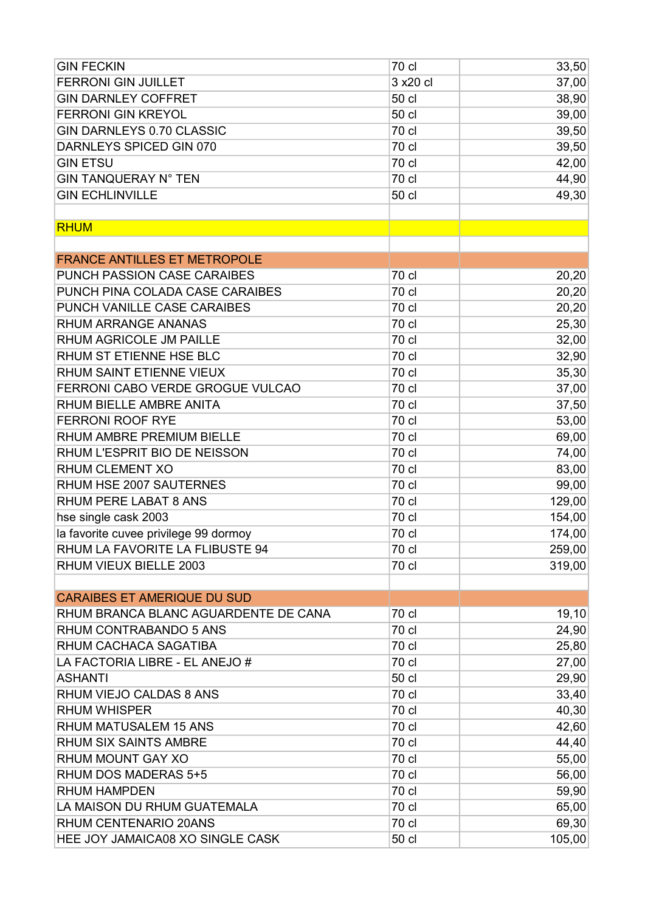| | | |
|---|---|---|
| GIN FECKIN | 70 cl | 33,50 |
| FERRONI GIN JUILLET | 3 x20 cl | 37,00 |
| GIN DARNLEY COFFRET | 50 cl | 38,90 |
| FERRONI GIN KREYOL | 50 cl | 39,00 |
| GIN DARNLEYS 0.70 CLASSIC | 70 cl | 39,50 |
| DARNLEYS SPICED GIN 070 | 70 cl | 39,50 |
| GIN ETSU | 70 cl | 42,00 |
| GIN TANQUERAY N° TEN | 70 cl | 44,90 |
| GIN ECHLINVILLE | 50 cl | 49,30 |
| | | |
| RHUM | | |
| | | |
| FRANCE ANTILLES ET METROPOLE | | |
| PUNCH PASSION CASE CARAIBES | 70 cl | 20,20 |
| PUNCH PINA COLADA CASE CARAIBES | 70 cl | 20,20 |
| PUNCH VANILLE CASE CARAIBES | 70 cl | 20,20 |
| RHUM ARRANGE ANANAS | 70 cl | 25,30 |
| RHUM AGRICOLE JM PAILLE | 70 cl | 32,00 |
| RHUM ST ETIENNE HSE BLC | 70 cl | 32,90 |
| RHUM SAINT ETIENNE VIEUX | 70 cl | 35,30 |
| FERRONI CABO VERDE GROGUE VULCAO | 70 cl | 37,00 |
| RHUM BIELLE AMBRE ANITA | 70 cl | 37,50 |
| FERRONI ROOF RYE | 70 cl | 53,00 |
| RHUM AMBRE PREMIUM BIELLE | 70 cl | 69,00 |
| RHUM L'ESPRIT BIO DE NEISSON | 70 cl | 74,00 |
| RHUM CLEMENT XO | 70 cl | 83,00 |
| RHUM HSE 2007 SAUTERNES | 70 cl | 99,00 |
| RHUM PERE LABAT 8 ANS | 70 cl | 129,00 |
| hse single cask 2003 | 70 cl | 154,00 |
| la favorite cuvee privilege 99 dormoy | 70 cl | 174,00 |
| RHUM LA FAVORITE LA FLIBUSTE 94 | 70 cl | 259,00 |
| RHUM VIEUX BIELLE 2003 | 70 cl | 319,00 |
| | | |
| CARAIBES ET AMERIQUE DU SUD | | |
| RHUM BRANCA BLANC AGUARDENTE DE CANA | 70 cl | 19,10 |
| RHUM CONTRABANDO 5 ANS | 70 cl | 24,90 |
| RHUM CACHACA SAGATIBA | 70 cl | 25,80 |
| LA FACTORIA LIBRE - EL ANEJO # | 70 cl | 27,00 |
| ASHANTI | 50 cl | 29,90 |
| RHUM VIEJO CALDAS 8 ANS | 70 cl | 33,40 |
| RHUM WHISPER | 70 cl | 40,30 |
| RHUM MATUSALEM 15 ANS | 70 cl | 42,60 |
| RHUM SIX SAINTS AMBRE | 70 cl | 44,40 |
| RHUM MOUNT GAY XO | 70 cl | 55,00 |
| RHUM DOS MADERAS 5+5 | 70 cl | 56,00 |
| RHUM HAMPDEN | 70 cl | 59,90 |
| LA MAISON DU RHUM GUATEMALA | 70 cl | 65,00 |
| RHUM CENTENARIO 20ANS | 70 cl | 69,30 |
| HEE JOY JAMAICA08 XO SINGLE CASK | 50 cl | 105,00 |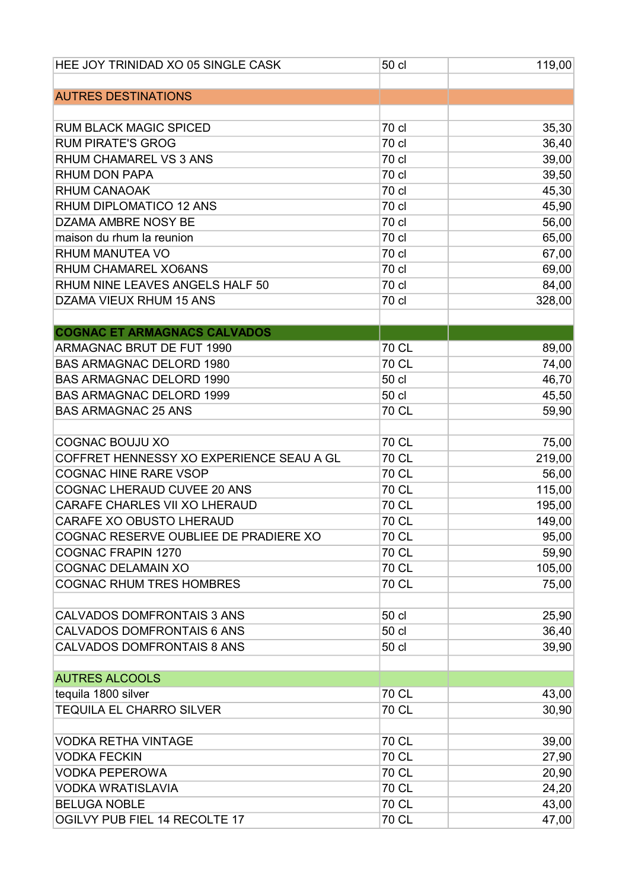| | | |
|---|---|---|
| HEE JOY TRINIDAD XO 05 SINGLE CASK | 50 cl | 119,00 |
| | | |
| AUTRES DESTINATIONS | | |
| | | |
| RUM BLACK MAGIC SPICED | 70 cl | 35,30 |
| RUM PIRATE'S GROG | 70 cl | 36,40 |
| RHUM CHAMAREL VS 3 ANS | 70 cl | 39,00 |
| RHUM DON PAPA | 70 cl | 39,50 |
| RHUM CANAOAK | 70 cl | 45,30 |
| RHUM DIPLOMATICO 12 ANS | 70 cl | 45,90 |
| DZAMA AMBRE NOSY BE | 70 cl | 56,00 |
| maison du rhum la reunion | 70 cl | 65,00 |
| RHUM MANUTEA VO | 70 cl | 67,00 |
| RHUM CHAMAREL XO6ANS | 70 cl | 69,00 |
| RHUM NINE LEAVES ANGELS HALF 50 | 70 cl | 84,00 |
| DZAMA VIEUX RHUM 15 ANS | 70 cl | 328,00 |
| | | |
| **COGNAC ET ARMAGNACS CALVADOS** | | |
| ARMAGNAC BRUT DE FUT 1990 | 70 CL | 89,00 |
| BAS ARMAGNAC DELORD 1980 | 70 CL | 74,00 |
| BAS ARMAGNAC DELORD 1990 | 50 cl | 46,70 |
| BAS ARMAGNAC DELORD 1999 | 50 cl | 45,50 |
| BAS ARMAGNAC 25 ANS | 70 CL | 59,90 |
| | | |
| COGNAC BOUJU XO | 70 CL | 75,00 |
| COFFRET HENNESSY XO EXPERIENCE SEAU A GL | 70 CL | 219,00 |
| COGNAC HINE RARE VSOP | 70 CL | 56,00 |
| COGNAC LHERAUD CUVEE 20 ANS | 70 CL | 115,00 |
| CARAFE CHARLES VII XO LHERAUD | 70 CL | 195,00 |
| CARAFE XO OBUSTO LHERAUD | 70 CL | 149,00 |
| COGNAC RESERVE OUBLIEE DE PRADIERE XO | 70 CL | 95,00 |
| COGNAC FRAPIN 1270 | 70 CL | 59,90 |
| COGNAC DELAMAIN XO | 70 CL | 105,00 |
| COGNAC RHUM TRES HOMBRES | 70 CL | 75,00 |
| | | |
| CALVADOS DOMFRONTAIS 3 ANS | 50 cl | 25,90 |
| CALVADOS DOMFRONTAIS 6 ANS | 50 cl | 36,40 |
| CALVADOS DOMFRONTAIS 8 ANS | 50 cl | 39,90 |
| | | |
| AUTRES ALCOOLS | | |
| tequila 1800 silver | 70 CL | 43,00 |
| TEQUILA EL CHARRO SILVER | 70 CL | 30,90 |
| | | |
| VODKA RETHA VINTAGE | 70 CL | 39,00 |
| VODKA FECKIN | 70 CL | 27,90 |
| VODKA PEPEROWA | 70 CL | 20,90 |
| VODKA WRATISLAVIA | 70 CL | 24,20 |
| BELUGA NOBLE | 70 CL | 43,00 |
| OGILVY PUB FIEL 14 RECOLTE 17 | 70 CL | 47,00 |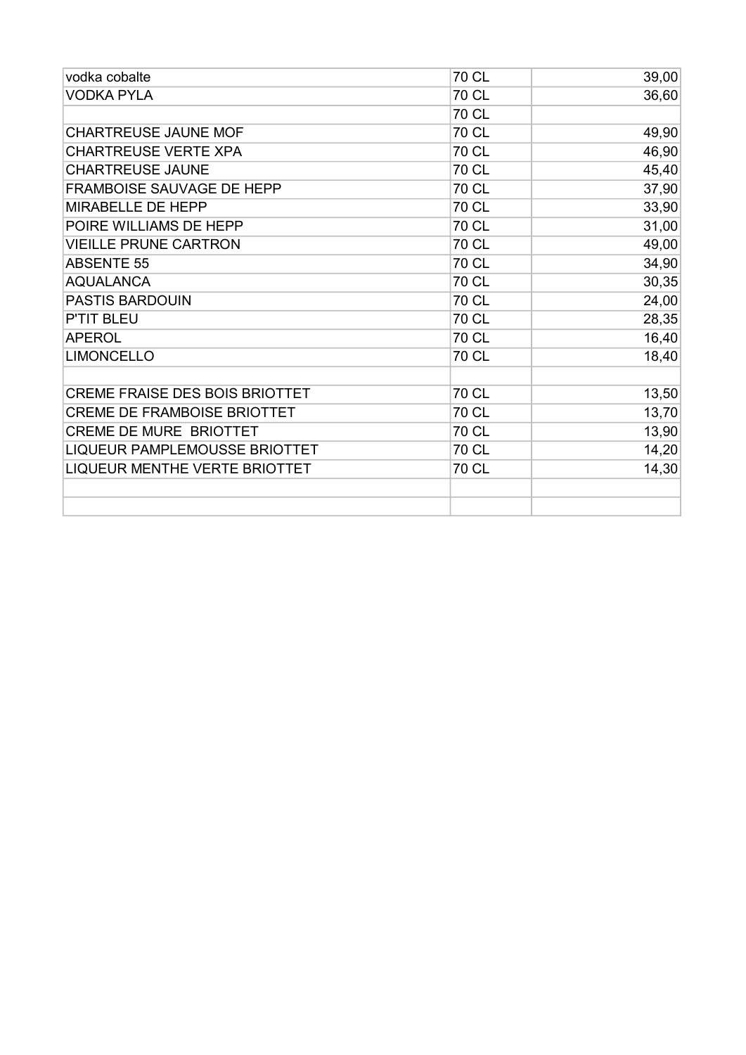| | | |
|---|---|---|
| vodka cobalte | 70 CL | 39,00 |
| VODKA PYLA | 70 CL | 36,60 |
| | 70 CL | |
| CHARTREUSE JAUNE MOF | 70 CL | 49,90 |
| CHARTREUSE VERTE XPA | 70 CL | 46,90 |
| CHARTREUSE JAUNE | 70 CL | 45,40 |
| FRAMBOISE SAUVAGE DE HEPP | 70 CL | 37,90 |
| MIRABELLE DE HEPP | 70 CL | 33,90 |
| POIRE WILLIAMS DE HEPP | 70 CL | 31,00 |
| VIEILLE PRUNE CARTRON | 70 CL | 49,00 |
| ABSENTE 55 | 70 CL | 34,90 |
| AQUALANCA | 70 CL | 30,35 |
| PASTIS BARDOUIN | 70 CL | 24,00 |
| P'TIT BLEU | 70 CL | 28,35 |
| APEROL | 70 CL | 16,40 |
| LIMONCELLO | 70 CL | 18,40 |
| | | |
| CREME FRAISE DES BOIS BRIOTTET | 70 CL | 13,50 |
| CREME DE FRAMBOISE BRIOTTET | 70 CL | 13,70 |
| CREME DE MURE  BRIOTTET | 70 CL | 13,90 |
| LIQUEUR PAMPLEMOUSSE BRIOTTET | 70 CL | 14,20 |
| LIQUEUR MENTHE VERTE BRIOTTET | 70 CL | 14,30 |
| | | |
| | | |